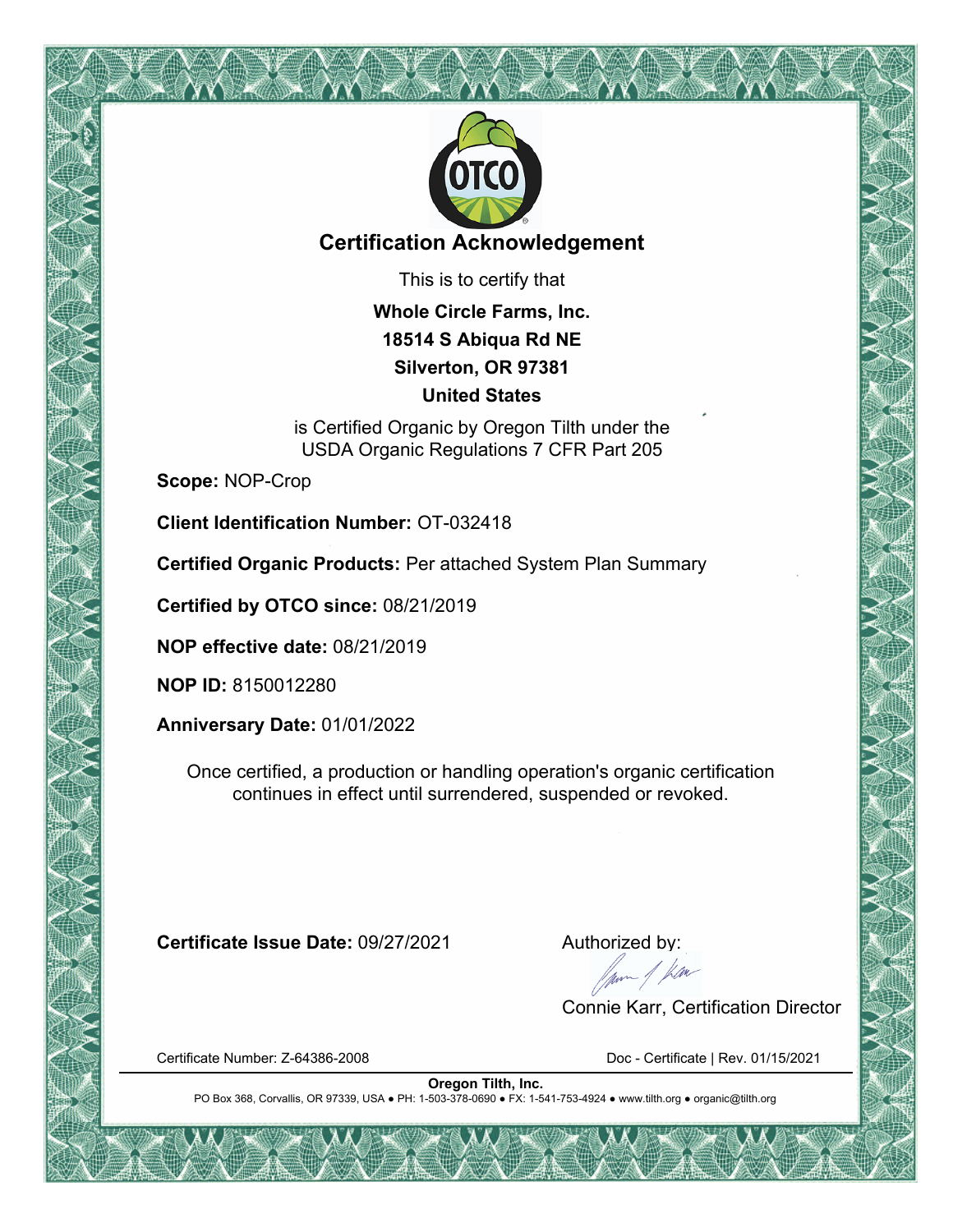# Certification Acknowledgement

This is to certify that

**Whole Circle Farms, Inc.**
**18514 S Abiqua Rd NE**
**Silverton, OR 97381**
**United States**

is Certified Organic by Oregon Tilth under the
USDA Organic Regulations 7 CFR Part 205

**Scope:** NOP-Crop

**Client Identification Number:** OT-032418

**Certified Organic Products:** Per attached System Plan Summary

**Certified by OTCO since:** 08/21/2019

**NOP effective date:** 08/21/2019

**NOP ID:** 8150012280

**Anniversary Date:** 01/01/2022

Once certified, a production or handling operation's organic certification continues in effect until surrendered, suspended or revoked.

**Certificate Issue Date:** 09/27/2021

Authorized by:

Connie Karr, Certification Director

Certificate Number: Z-64386-2008

Doc - Certificate | Rev. 01/15/2021

**Oregon Tilth, Inc.**
PO Box 368, Corvallis, OR 97339, USA ● PH: 1-503-378-0690 ● FX: 1-541-753-4924 ● www.tilth.org ● organic@tilth.org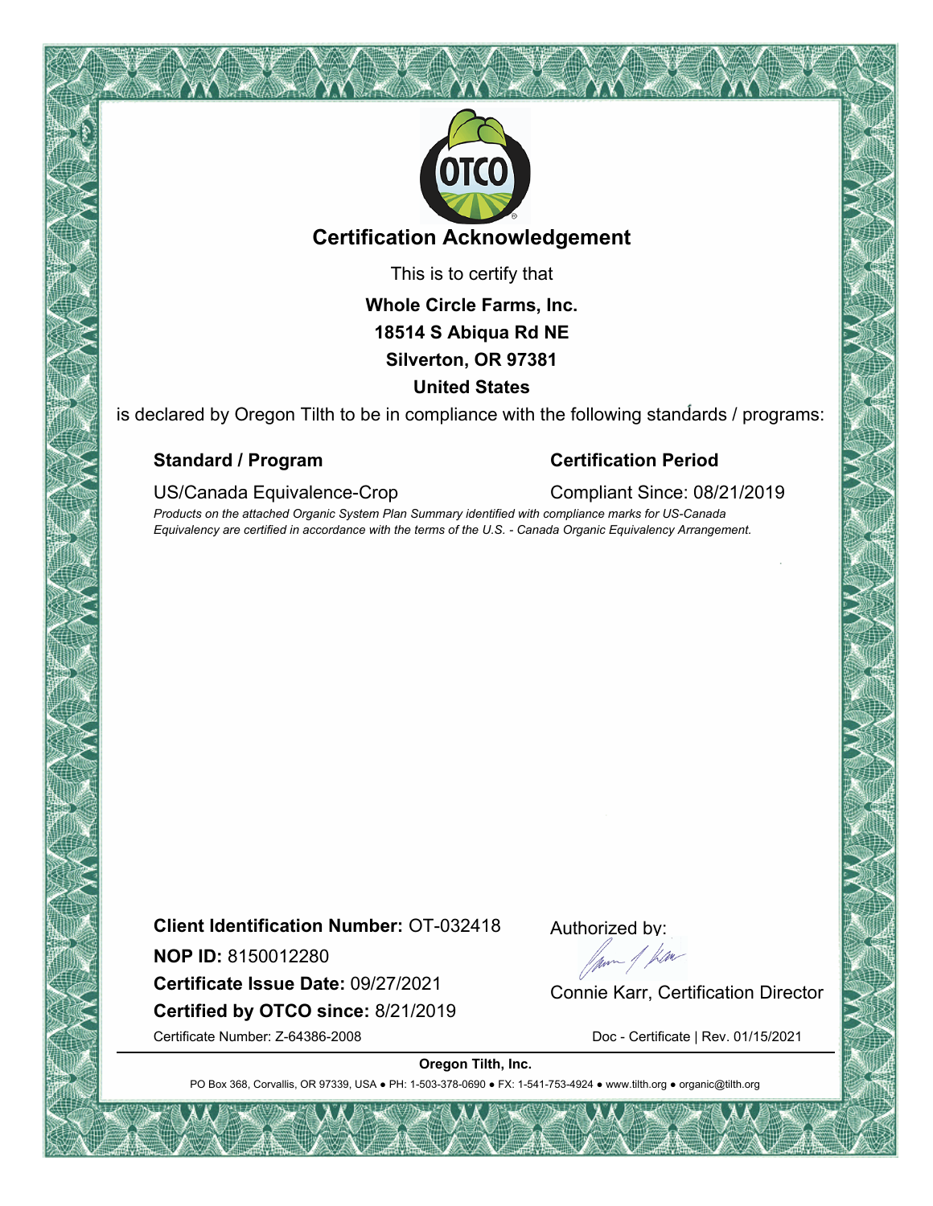# Certification Acknowledgement

This is to certify that

**Whole Circle Farms, Inc.**
**18514 S Abiqua Rd NE**
**Silverton, OR 97381**
**United States**

is declared by Oregon Tilth to be in compliance with the following standards / programs:

| **Standard / Program** | **Certification Period** |
| --- | --- |
| US/Canada Equivalence-Crop | Compliant Since: 08/21/2019 |

*Products on the attached Organic System Plan Summary identified with compliance marks for US-Canada Equivalency are certified in accordance with the terms of the U.S. - Canada Organic Equivalency Arrangement.*

**Client Identification Number:** OT-032418
**NOP ID:** 8150012280
**Certificate Issue Date:** 09/27/2021
**Certified by OTCO since:** 8/21/2019

Certificate Number: Z-64386-2008

Authorized by:

Connie Karr, Certification Director

Doc - Certificate | Rev. 01/15/2021

**Oregon Tilth, Inc.**

PO Box 368, Corvallis, OR 97339, USA ● PH: 1-503-378-0690 ● FX: 1-541-753-4924 ● www.tilth.org ● organic@tilth.org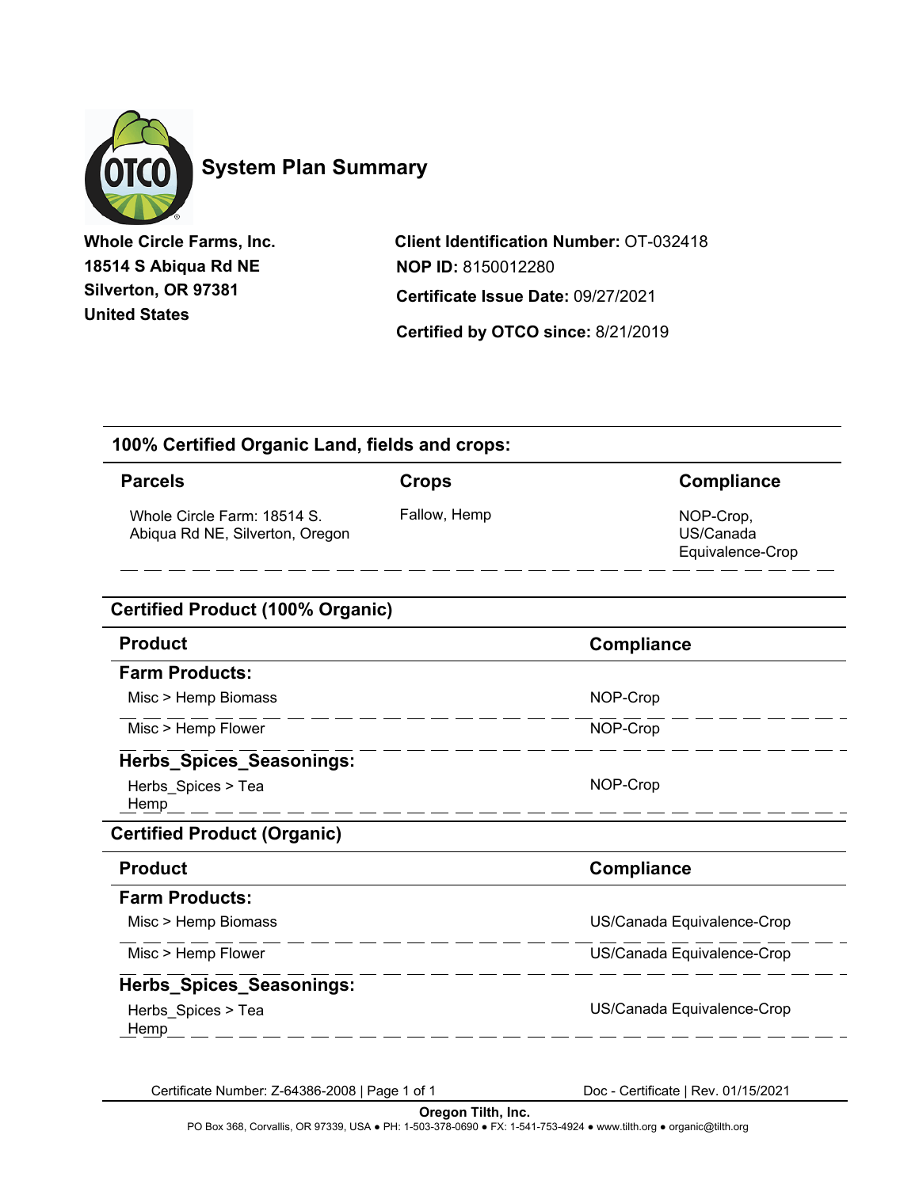# System Plan Summary

**Whole Circle Farms, Inc.**
**18514 S Abiqua Rd NE**
**Silverton, OR 97381**
**United States**

**Client Identification Number:** OT-032418
**NOP ID:** 8150012280
**Certificate Issue Date:** 09/27/2021
**Certified by OTCO since:** 8/21/2019

## 100% Certified Organic Land, fields and crops:

| Parcels | Crops | Compliance |
|---|---|---|
| Whole Circle Farm: 18514 S. Abiqua Rd NE, Silverton, Oregon | Fallow, Hemp | NOP-Crop, US/Canada Equivalence-Crop |

## Certified Product (100% Organic)

| Product | Compliance |
|---|---|
| **Farm Products:** | |
| Misc > Hemp Biomass | NOP-Crop |
| Misc > Hemp Flower | NOP-Crop |
| **Herbs_Spices_Seasonings:** | |
| Herbs_Spices > Tea Hemp | NOP-Crop |

## Certified Product (Organic)

| Product | Compliance |
|---|---|
| **Farm Products:** | |
| Misc > Hemp Biomass | US/Canada Equivalence-Crop |
| Misc > Hemp Flower | US/Canada Equivalence-Crop |
| **Herbs_Spices_Seasonings:** | |
| Herbs_Spices > Tea Hemp | US/Canada Equivalence-Crop |

Certificate Number: Z-64386-2008 | Page 1 of 1

Doc - Certificate | Rev. 01/15/2021

**Oregon Tilth, Inc.**
PO Box 368, Corvallis, OR 97339, USA ● PH: 1-503-378-0690 ● FX: 1-541-753-4924 ● www.tilth.org ● organic@tilth.org